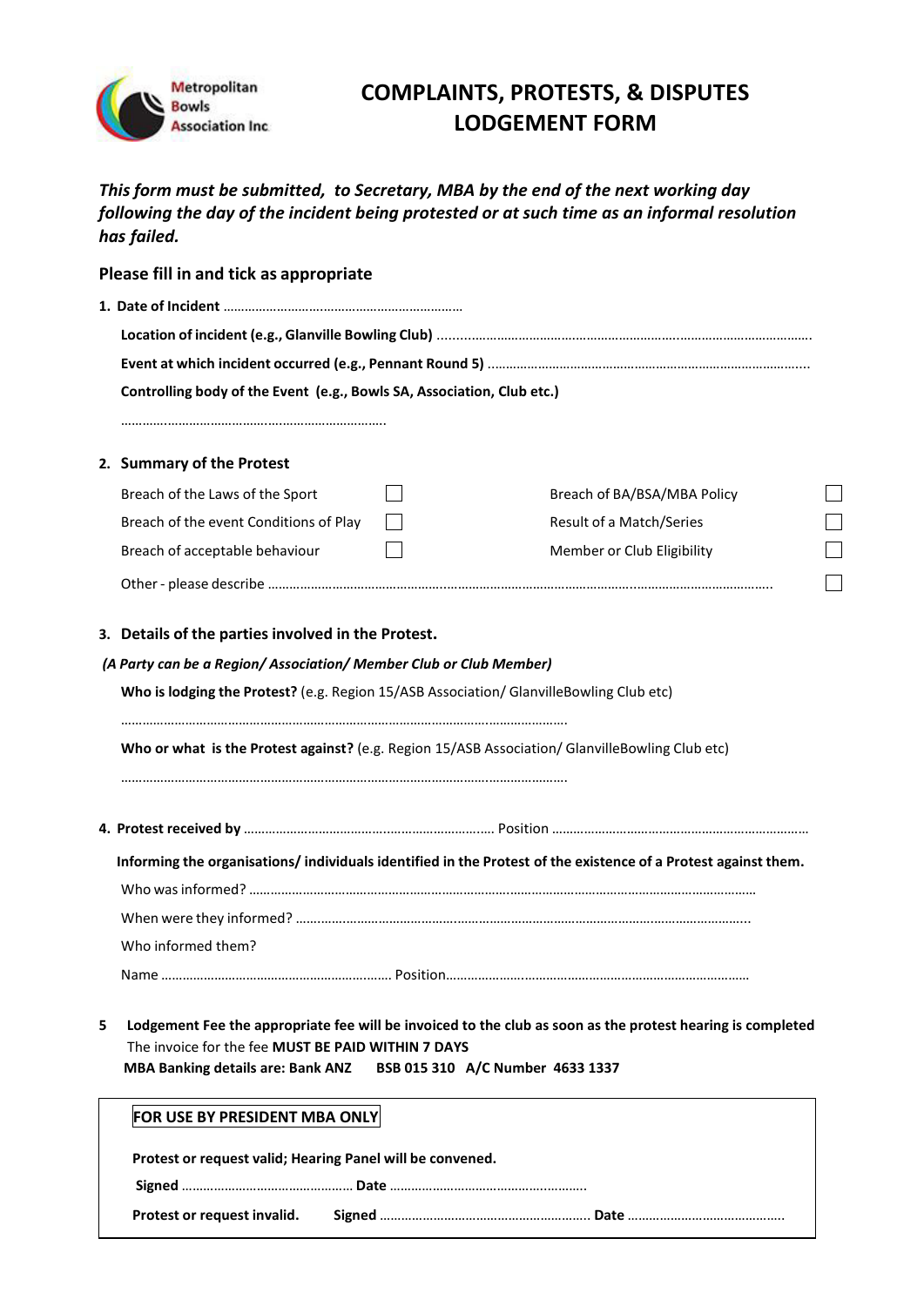Metropolitan Bowls Association Inc

# COMPLAINTS, PROTESTS, & DISPUTES LODGEMENT FORM

***This form must be submitted, to Secretary, MBA by the end of the next working day following the day of the incident being protested or at such time as an informal resolution has failed.***

## Please fill in and tick as appropriate

**1. Date of Incident** ………………………………………………………

**Location of incident (e.g., Glanville Bowling Club)** ……………………………………………………………………………………………

**Event at which incident occurred (e.g., Pennant Round 5)** ……………………………………………………………………………

**Controlling body of the Event (e.g., Bowls SA, Association, Club etc.)**

…………………………………………………………………

**2. Summary of the Protest**

| | | | |
|---|---|---|---|
| Breach of the Laws of the Sport | ☐ | Breach of BA/BSA/MBA Policy | ☐ |
| Breach of the event Conditions of Play | ☐ | Result of a Match/Series | ☐ |
| Breach of acceptable behaviour | ☐ | Member or Club Eligibility | ☐ |

Other - please describe …………………………………………………………………………………………………………………… ☐

**3. Details of the parties involved in the Protest.**

***(A Party can be a Region/ Association/ Member Club or Club Member)***

**Who is lodging the Protest?** (e.g. Region 15/ASB Association/ GlanvilleBowling Club etc)

……………………………………………………………………………………………………

**Who or what is the Protest against?** (e.g. Region 15/ASB Association/ GlanvilleBowling Club etc)

……………………………………………………………………………………………………

**4. Protest received by** ………………………………………………………… Position ……………………………………………………………

**Informing the organisations/ individuals identified in the Protest of the existence of a Protest against them.**

Who was informed? ……………………………………………………………………………………………………………………

When were they informed? ……………………………………………………………………………………………………………

Who informed them?

Name ………………………………………………… Position………………………………………………………………………

**5 Lodgement Fee the appropriate fee will be invoiced to the club as soon as the protest hearing is completed**

The invoice for the fee **MUST BE PAID WITHIN 7 DAYS**

**MBA Banking details are: Bank ANZ BSB 015 310 A/C Number 4633 1337**

**FOR USE BY PRESIDENT MBA ONLY**

**Protest or request valid; Hearing Panel will be convened.**

**Signed** ………………………………………… **Date** ……………………………………………

**Protest or request invalid.** **Signed** …………………………………………………… **Date** ………………………………………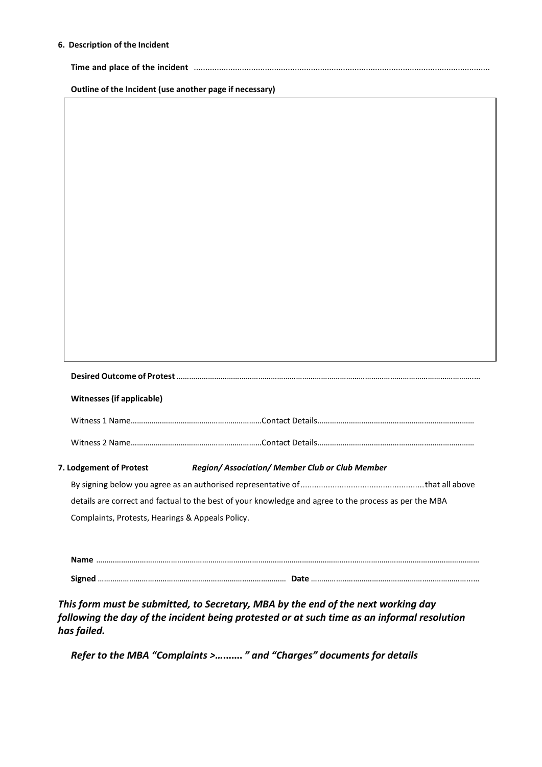**6. Description of the Incident**

**Time and place of the incident** ................................................................................................................................

**Outline of the Incident (use another page if necessary)**

| |
|---|
| |

**Desired Outcome of Protest** ………………………………………………………………………………………………………………………………

**Witnesses (if applicable)**

Witness 1 Name………………………………………………………Contact Details…………………………………………………………………

Witness 2 Name………………………………………………………Contact Details…………………………………………………………………

**7. Lodgement of Protest** ***Region/ Association/ Member Club or Club Member***

By signing below you agree as an authorised representative of.....................................................that all above details are correct and factual to the best of your knowledge and agree to the process as per the MBA Complaints, Protests, Hearings & Appeals Policy.

**Name** …………………………………………………………………………………………………………………………………………………………………

**Signed** ……………………………………………………………………………… **Date** ……………………………………………………………………

***This form must be submitted, to Secretary, MBA by the end of the next working day following the day of the incident being protested or at such time as an informal resolution has failed.***

***Refer to the MBA "Complaints >…....... " and "Charges" documents for details***